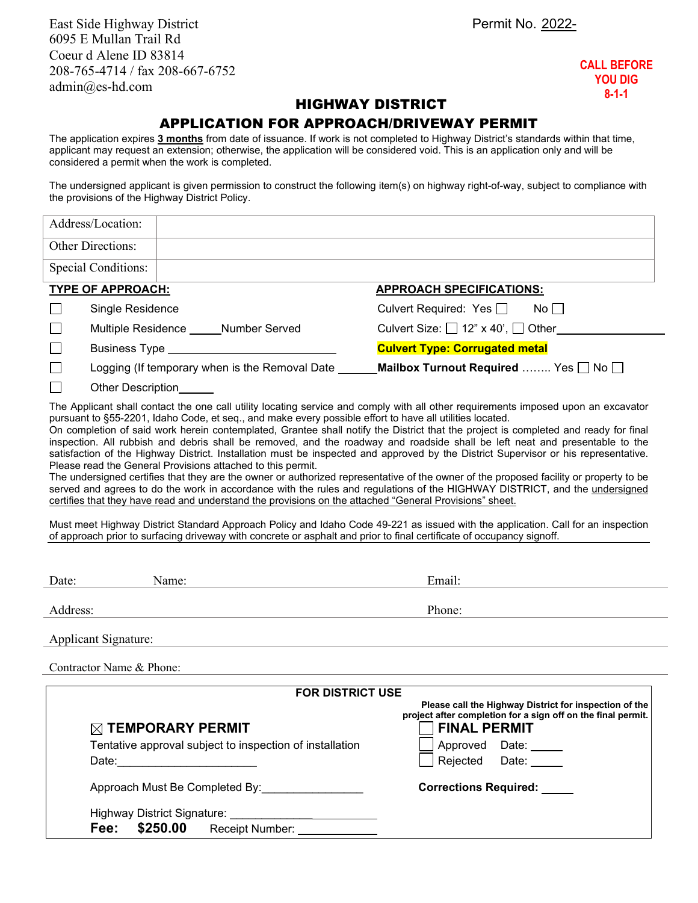East Side Highway District
6095 E Mullan Trail Rd
Coeur d Alene ID 83814
208-765-4714 / fax 208-667-6752
admin@es-hd.com

Permit No. 2022-

**CALL BEFORE YOU DIG 8-1-1**

# HIGHWAY DISTRICT

## APPLICATION FOR APPROACH/DRIVEWAY PERMIT

The application expires **3 months** from date of issuance. If work is not completed to Highway District's standards within that time, applicant may request an extension; otherwise, the application will be considered void. This is an application only and will be considered a permit when the work is completed.

The undersigned applicant is given permission to construct the following item(s) on highway right-of-way, subject to compliance with the provisions of the Highway District Policy.

| Address/Location: | |
|---|---|
| Other Directions: | |
| Special Conditions: | |

| **TYPE OF APPROACH:** | **APPROACH SPECIFICATIONS:** |
|---|---|
| ☐ Single Residence | Culvert Required: Yes ☐ No ☐ |
| ☐ Multiple Residence _____Number Served | Culvert Size: ☐ 12" x 40', ☐ Other__________ |
| ☐ Business Type __________________ | **Culvert Type: Corrugated metal** |
| ☐ Logging (If temporary when is the Removal Date ______ | **Mailbox Turnout Required** …….. Yes ☐ No ☐ |
| ☐ Other Description______ | |

The Applicant shall contact the one call utility locating service and comply with all other requirements imposed upon an excavator pursuant to §55-2201, Idaho Code, et seq., and make every possible effort to have all utilities located.
On completion of said work herein contemplated, Grantee shall notify the District that the project is completed and ready for final inspection. All rubbish and debris shall be removed, and the roadway and roadside shall be left neat and presentable to the satisfaction of the Highway District. Installation must be inspected and approved by the District Supervisor or his representative. Please read the General Provisions attached to this permit.
The undersigned certifies that they are the owner or authorized representative of the owner of the proposed facility or property to be served and agrees to do the work in accordance with the rules and regulations of the HIGHWAY DISTRICT, and the undersigned certifies that they have read and understand the provisions on the attached "General Provisions" sheet.

Must meet Highway District Standard Approach Policy and Idaho Code 49-221 as issued with the application. Call for an inspection of approach prior to surfacing driveway with concrete or asphalt and prior to final certificate of occupancy signoff.

Date: Name: Email:

Address: Phone:

Applicant Signature:

Contractor Name & Phone:

**FOR DISTRICT USE**

☒ **TEMPORARY PERMIT**
Tentative approval subject to inspection of installation
Date:______________________

Approach Must Be Completed By:________________

Highway District Signature: ________________________

**Fee: $250.00** Receipt Number: ____________

**Please call the Highway District for inspection of the project after completion for a sign off on the final permit.**

☐ **FINAL PERMIT**
☐ Approved Date: _____
☐ Rejected Date: _____

**Corrections Required:** _____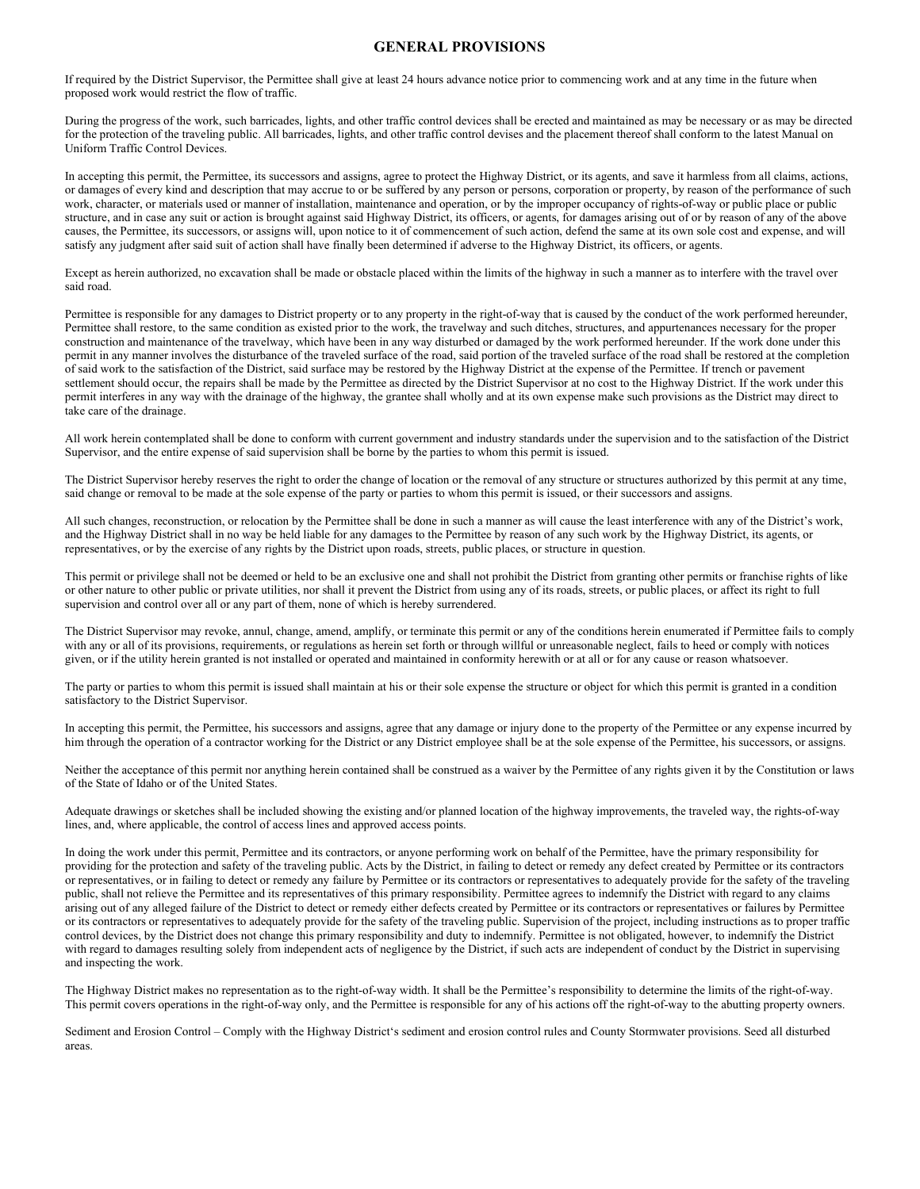# GENERAL PROVISIONS

If required by the District Supervisor, the Permittee shall give at least 24 hours advance notice prior to commencing work and at any time in the future when proposed work would restrict the flow of traffic.

During the progress of the work, such barricades, lights, and other traffic control devices shall be erected and maintained as may be necessary or as may be directed for the protection of the traveling public. All barricades, lights, and other traffic control devises and the placement thereof shall conform to the latest Manual on Uniform Traffic Control Devices.

In accepting this permit, the Permittee, its successors and assigns, agree to protect the Highway District, or its agents, and save it harmless from all claims, actions, or damages of every kind and description that may accrue to or be suffered by any person or persons, corporation or property, by reason of the performance of such work, character, or materials used or manner of installation, maintenance and operation, or by the improper occupancy of rights-of-way or public place or public structure, and in case any suit or action is brought against said Highway District, its officers, or agents, for damages arising out of or by reason of any of the above causes, the Permittee, its successors, or assigns will, upon notice to it of commencement of such action, defend the same at its own sole cost and expense, and will satisfy any judgment after said suit of action shall have finally been determined if adverse to the Highway District, its officers, or agents.

Except as herein authorized, no excavation shall be made or obstacle placed within the limits of the highway in such a manner as to interfere with the travel over said road.

Permittee is responsible for any damages to District property or to any property in the right-of-way that is caused by the conduct of the work performed hereunder, Permittee shall restore, to the same condition as existed prior to the work, the travelway and such ditches, structures, and appurtenances necessary for the proper construction and maintenance of the travelway, which have been in any way disturbed or damaged by the work performed hereunder. If the work done under this permit in any manner involves the disturbance of the traveled surface of the road, said portion of the traveled surface of the road shall be restored at the completion of said work to the satisfaction of the District, said surface may be restored by the Highway District at the expense of the Permittee. If trench or pavement settlement should occur, the repairs shall be made by the Permittee as directed by the District Supervisor at no cost to the Highway District. If the work under this permit interferes in any way with the drainage of the highway, the grantee shall wholly and at its own expense make such provisions as the District may direct to take care of the drainage.

All work herein contemplated shall be done to conform with current government and industry standards under the supervision and to the satisfaction of the District Supervisor, and the entire expense of said supervision shall be borne by the parties to whom this permit is issued.

The District Supervisor hereby reserves the right to order the change of location or the removal of any structure or structures authorized by this permit at any time, said change or removal to be made at the sole expense of the party or parties to whom this permit is issued, or their successors and assigns.

All such changes, reconstruction, or relocation by the Permittee shall be done in such a manner as will cause the least interference with any of the District's work, and the Highway District shall in no way be held liable for any damages to the Permittee by reason of any such work by the Highway District, its agents, or representatives, or by the exercise of any rights by the District upon roads, streets, public places, or structure in question.

This permit or privilege shall not be deemed or held to be an exclusive one and shall not prohibit the District from granting other permits or franchise rights of like or other nature to other public or private utilities, nor shall it prevent the District from using any of its roads, streets, or public places, or affect its right to full supervision and control over all or any part of them, none of which is hereby surrendered.

The District Supervisor may revoke, annul, change, amend, amplify, or terminate this permit or any of the conditions herein enumerated if Permittee fails to comply with any or all of its provisions, requirements, or regulations as herein set forth or through willful or unreasonable neglect, fails to heed or comply with notices given, or if the utility herein granted is not installed or operated and maintained in conformity herewith or at all or for any cause or reason whatsoever.

The party or parties to whom this permit is issued shall maintain at his or their sole expense the structure or object for which this permit is granted in a condition satisfactory to the District Supervisor.

In accepting this permit, the Permittee, his successors and assigns, agree that any damage or injury done to the property of the Permittee or any expense incurred by him through the operation of a contractor working for the District or any District employee shall be at the sole expense of the Permittee, his successors, or assigns.

Neither the acceptance of this permit nor anything herein contained shall be construed as a waiver by the Permittee of any rights given it by the Constitution or laws of the State of Idaho or of the United States.

Adequate drawings or sketches shall be included showing the existing and/or planned location of the highway improvements, the traveled way, the rights-of-way lines, and, where applicable, the control of access lines and approved access points.

In doing the work under this permit, Permittee and its contractors, or anyone performing work on behalf of the Permittee, have the primary responsibility for providing for the protection and safety of the traveling public. Acts by the District, in failing to detect or remedy any defect created by Permittee or its contractors or representatives, or in failing to detect or remedy any failure by Permittee or its contractors or representatives to adequately provide for the safety of the traveling public, shall not relieve the Permittee and its representatives of this primary responsibility. Permittee agrees to indemnify the District with regard to any claims arising out of any alleged failure of the District to detect or remedy either defects created by Permittee or its contractors or representatives or failures by Permittee or its contractors or representatives to adequately provide for the safety of the traveling public. Supervision of the project, including instructions as to proper traffic control devices, by the District does not change this primary responsibility and duty to indemnify. Permittee is not obligated, however, to indemnify the District with regard to damages resulting solely from independent acts of negligence by the District, if such acts are independent of conduct by the District in supervising and inspecting the work.

The Highway District makes no representation as to the right-of-way width. It shall be the Permittee's responsibility to determine the limits of the right-of-way. This permit covers operations in the right-of-way only, and the Permittee is responsible for any of his actions off the right-of-way to the abutting property owners.

Sediment and Erosion Control – Comply with the Highway District's sediment and erosion control rules and County Stormwater provisions. Seed all disturbed areas.